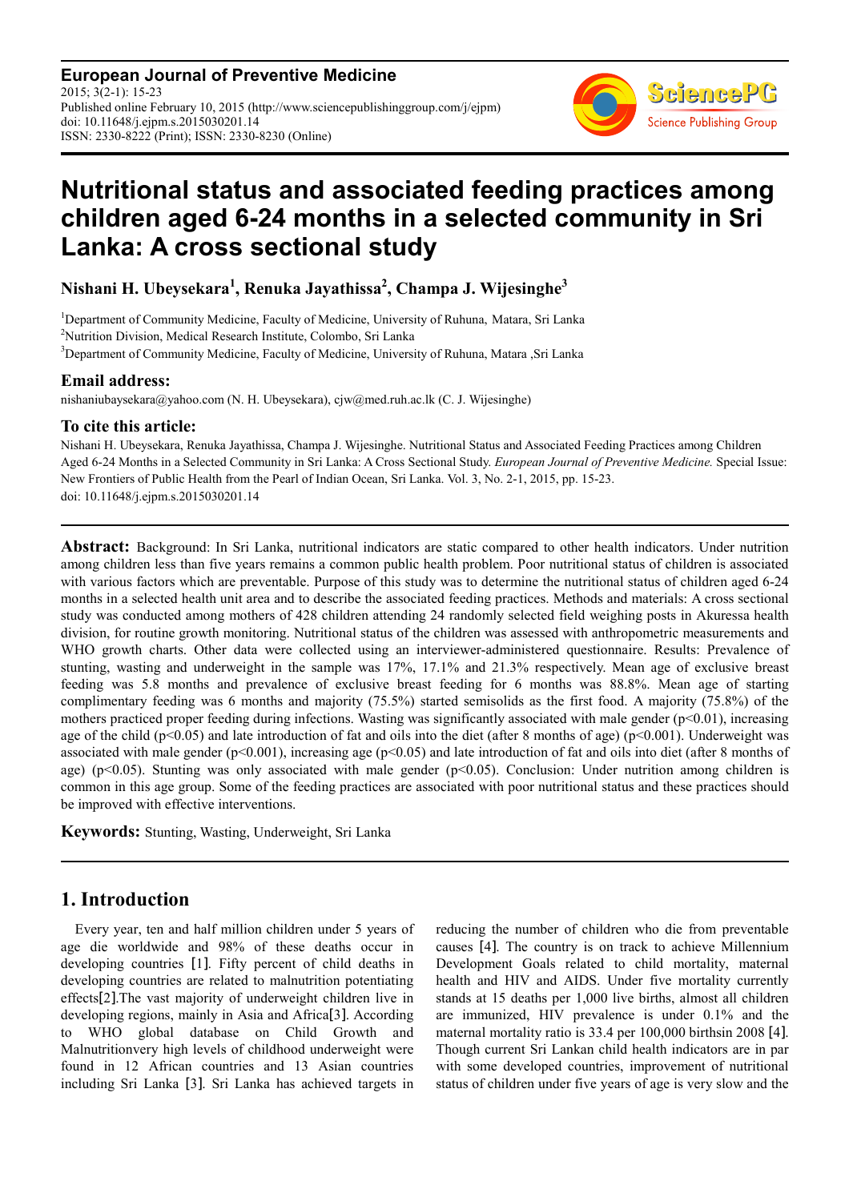**European Journal of Preventive Medicine**
2015; 3(2-1): 15-23
Published online February 10, 2015 (http://www.sciencepublishinggroup.com/j/ejpm)
doi: 10.11648/j.ejpm.s.2015030201.14
ISSN: 2330-8222 (Print); ISSN: 2330-8230 (Online)

# Nutritional status and associated feeding practices among children aged 6-24 months in a selected community in Sri Lanka: A cross sectional study

**Nishani H. Ubeysekara[1], Renuka Jayathissa[2], Champa J. Wijesinghe[3]**

[1]Department of Community Medicine, Faculty of Medicine, University of Ruhuna, Matara, Sri Lanka
[2]Nutrition Division, Medical Research Institute, Colombo, Sri Lanka
[3]Department of Community Medicine, Faculty of Medicine, University of Ruhuna, Matara ,Sri Lanka

### Email address:

nishaniubaysekara@yahoo.com (N. H. Ubeysekara), cjw@med.ruh.ac.lk (C. J. Wijesinghe)

### To cite this article:

Nishani H. Ubeysekara, Renuka Jayathissa, Champa J. Wijesinghe. Nutritional Status and Associated Feeding Practices among Children Aged 6-24 Months in a Selected Community in Sri Lanka: A Cross Sectional Study. *European Journal of Preventive Medicine.* Special Issue: New Frontiers of Public Health from the Pearl of Indian Ocean, Sri Lanka. Vol. 3, No. 2-1, 2015, pp. 15-23. doi: 10.11648/j.ejpm.s.2015030201.14

---

**Abstract:** Background: In Sri Lanka, nutritional indicators are static compared to other health indicators. Under nutrition among children less than five years remains a common public health problem. Poor nutritional status of children is associated with various factors which are preventable. Purpose of this study was to determine the nutritional status of children aged 6-24 months in a selected health unit area and to describe the associated feeding practices. Methods and materials: A cross sectional study was conducted among mothers of 428 children attending 24 randomly selected field weighing posts in Akuressa health division, for routine growth monitoring. Nutritional status of the children was assessed with anthropometric measurements and WHO growth charts. Other data were collected using an interviewer-administered questionnaire. Results: Prevalence of stunting, wasting and underweight in the sample was 17%, 17.1% and 21.3% respectively. Mean age of exclusive breast feeding was 5.8 months and prevalence of exclusive breast feeding for 6 months was 88.8%. Mean age of starting complimentary feeding was 6 months and majority (75.5%) started semisolids as the first food. A majority (75.8%) of the mothers practiced proper feeding during infections. Wasting was significantly associated with male gender ($p<0.01$), increasing age of the child ($p<0.05$) and late introduction of fat and oils into the diet (after 8 months of age) ($p<0.001$). Underweight was associated with male gender ($p<0.001$), increasing age ($p<0.05$) and late introduction of fat and oils into diet (after 8 months of age) ($p<0.05$). Stunting was only associated with male gender ($p<0.05$). Conclusion: Under nutrition among children is common in this age group. Some of the feeding practices are associated with poor nutritional status and these practices should be improved with effective interventions.

**Keywords:** Stunting, Wasting, Underweight, Sri Lanka

---

## 1. Introduction

Every year, ten and half million children under 5 years of age die worldwide and 98% of these deaths occur in developing countries [1]. Fifty percent of child deaths in developing countries are related to malnutrition potentiating effects[2].The vast majority of underweight children live in developing regions, mainly in Asia and Africa[3]. According to WHO global database on Child Growth and Malnutritionvery high levels of childhood underweight were found in 12 African countries and 13 Asian countries including Sri Lanka [3]. Sri Lanka has achieved targets in reducing the number of children who die from preventable causes [4]. The country is on track to achieve Millennium Development Goals related to child mortality, maternal health and HIV and AIDS. Under five mortality currently stands at 15 deaths per 1,000 live births, almost all children are immunized, HIV prevalence is under 0.1% and the maternal mortality ratio is 33.4 per 100,000 birthsin 2008 [4]. Though current Sri Lankan child health indicators are in par with some developed countries, improvement of nutritional status of children under five years of age is very slow and the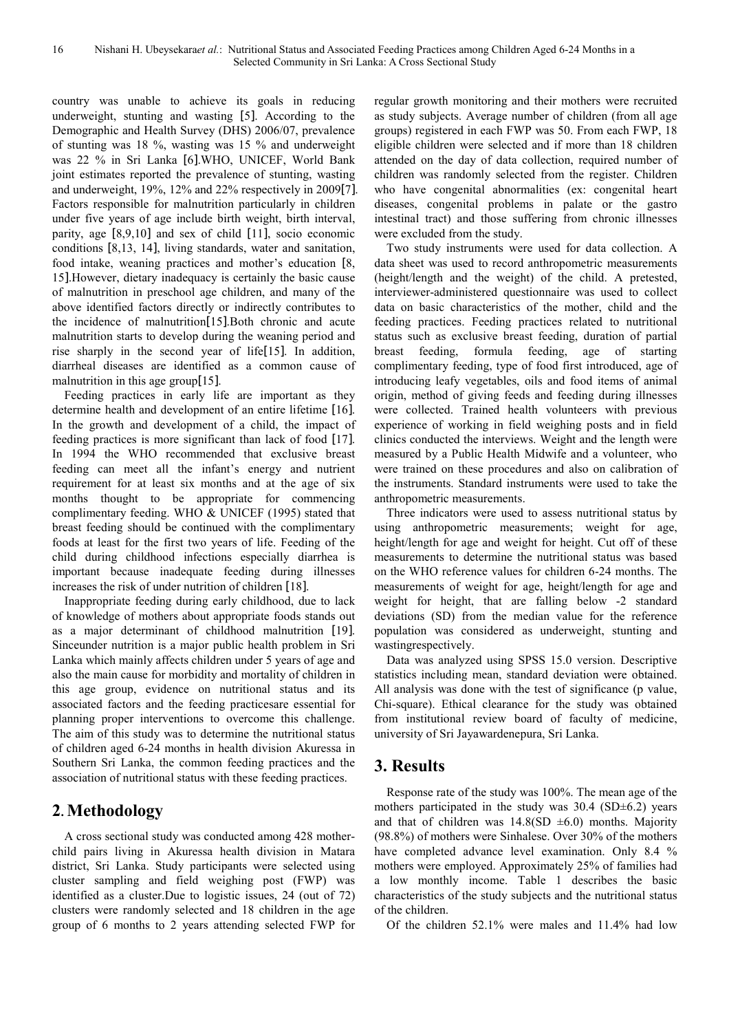country was unable to achieve its goals in reducing underweight, stunting and wasting [5]. According to the Demographic and Health Survey (DHS) 2006/07, prevalence of stunting was 18 %, wasting was 15 % and underweight was 22 % in Sri Lanka [6].WHO, UNICEF, World Bank joint estimates reported the prevalence of stunting, wasting and underweight, 19%, 12% and 22% respectively in 2009[7]. Factors responsible for malnutrition particularly in children under five years of age include birth weight, birth interval, parity, age [8,9,10] and sex of child [11], socio economic conditions [8,13, 14], living standards, water and sanitation, food intake, weaning practices and mother's education [8, 15].However, dietary inadequacy is certainly the basic cause of malnutrition in preschool age children, and many of the above identified factors directly or indirectly contributes to the incidence of malnutrition[15].Both chronic and acute malnutrition starts to develop during the weaning period and rise sharply in the second year of life[15]. In addition, diarrheal diseases are identified as a common cause of malnutrition in this age group[15].

Feeding practices in early life are important as they determine health and development of an entire lifetime [16]. In the growth and development of a child, the impact of feeding practices is more significant than lack of food [17]. In 1994 the WHO recommended that exclusive breast feeding can meet all the infant's energy and nutrient requirement for at least six months and at the age of six months thought to be appropriate for commencing complimentary feeding. WHO & UNICEF (1995) stated that breast feeding should be continued with the complimentary foods at least for the first two years of life. Feeding of the child during childhood infections especially diarrhea is important because inadequate feeding during illnesses increases the risk of under nutrition of children [18].

Inappropriate feeding during early childhood, due to lack of knowledge of mothers about appropriate foods stands out as a major determinant of childhood malnutrition [19]. Sinceunder nutrition is a major public health problem in Sri Lanka which mainly affects children under 5 years of age and also the main cause for morbidity and mortality of children in this age group, evidence on nutritional status and its associated factors and the feeding practicesare essential for planning proper interventions to overcome this challenge. The aim of this study was to determine the nutritional status of children aged 6-24 months in health division Akuressa in Southern Sri Lanka, the common feeding practices and the association of nutritional status with these feeding practices.

## 2. Methodology

A cross sectional study was conducted among 428 mother-child pairs living in Akuressa health division in Matara district, Sri Lanka. Study participants were selected using cluster sampling and field weighing post (FWP) was identified as a cluster.Due to logistic issues, 24 (out of 72) clusters were randomly selected and 18 children in the age group of 6 months to 2 years attending selected FWP for regular growth monitoring and their mothers were recruited as study subjects. Average number of children (from all age groups) registered in each FWP was 50. From each FWP, 18 eligible children were selected and if more than 18 children attended on the day of data collection, required number of children was randomly selected from the register. Children who have congenital abnormalities (ex: congenital heart diseases, congenital problems in palate or the gastro intestinal tract) and those suffering from chronic illnesses were excluded from the study.

Two study instruments were used for data collection. A data sheet was used to record anthropometric measurements (height/length and the weight) of the child. A pretested, interviewer-administered questionnaire was used to collect data on basic characteristics of the mother, child and the feeding practices. Feeding practices related to nutritional status such as exclusive breast feeding, duration of partial breast feeding, formula feeding, age of starting complimentary feeding, type of food first introduced, age of introducing leafy vegetables, oils and food items of animal origin, method of giving feeds and feeding during illnesses were collected. Trained health volunteers with previous experience of working in field weighing posts and in field clinics conducted the interviews. Weight and the length were measured by a Public Health Midwife and a volunteer, who were trained on these procedures and also on calibration of the instruments. Standard instruments were used to take the anthropometric measurements.

Three indicators were used to assess nutritional status by using anthropometric measurements; weight for age, height/length for age and weight for height. Cut off of these measurements to determine the nutritional status was based on the WHO reference values for children 6-24 months. The measurements of weight for age, height/length for age and weight for height, that are falling below -2 standard deviations (SD) from the median value for the reference population was considered as underweight, stunting and wastingrespectively.

Data was analyzed using SPSS 15.0 version. Descriptive statistics including mean, standard deviation were obtained. All analysis was done with the test of significance (p value, Chi-square). Ethical clearance for the study was obtained from institutional review board of faculty of medicine, university of Sri Jayawardenepura, Sri Lanka.

## 3. Results

Response rate of the study was 100%. The mean age of the mothers participated in the study was 30.4 (SD±6.2) years and that of children was 14.8(SD ±6.0) months. Majority (98.8%) of mothers were Sinhalese. Over 30% of the mothers have completed advance level examination. Only 8.4 % mothers were employed. Approximately 25% of families had a low monthly income. Table 1 describes the basic characteristics of the study subjects and the nutritional status of the children.

Of the children 52.1% were males and 11.4% had low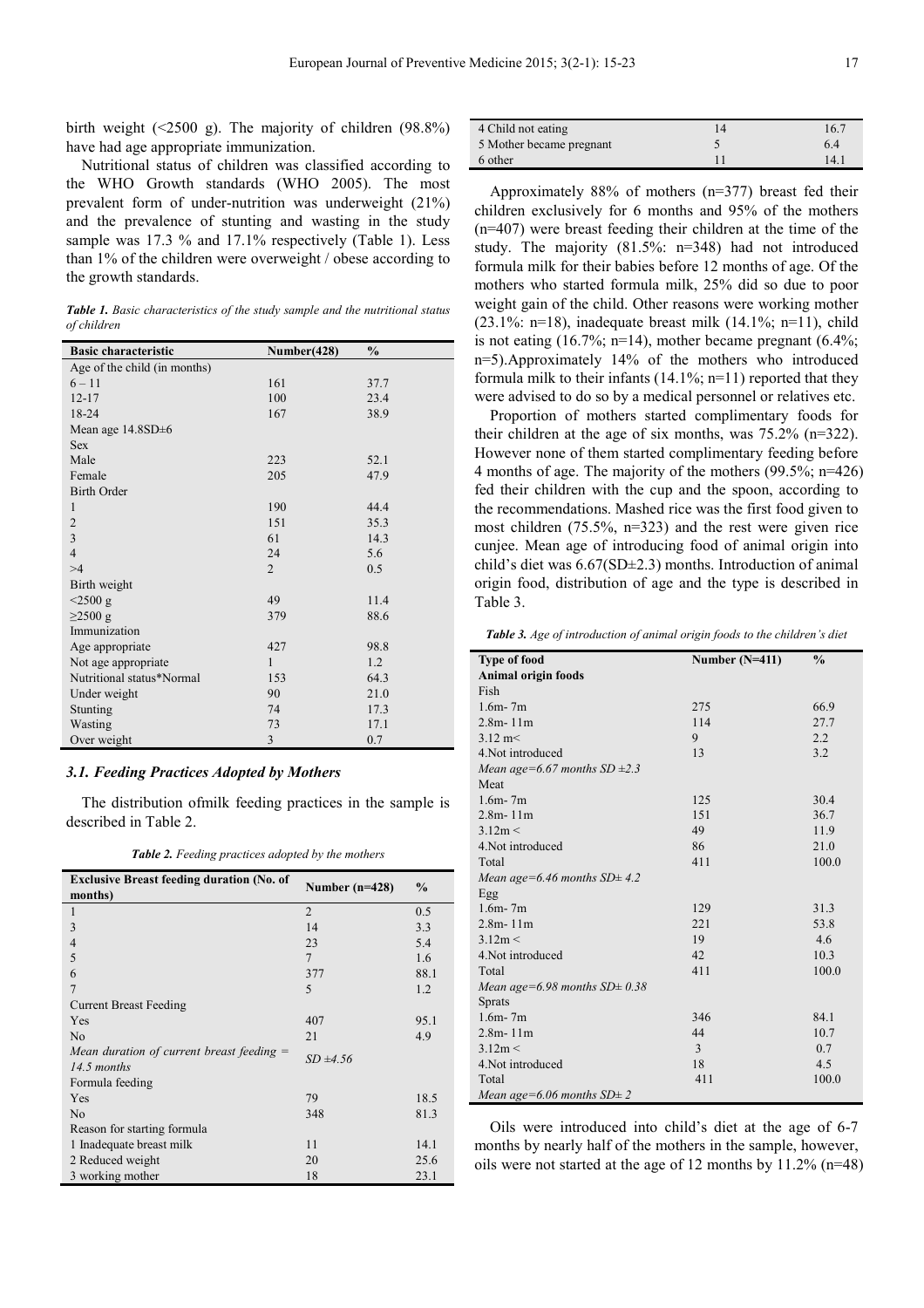birth weight (<2500 g). The majority of children (98.8%) have had age appropriate immunization.

Nutritional status of children was classified according to the WHO Growth standards (WHO 2005). The most prevalent form of under-nutrition was underweight (21%) and the prevalence of stunting and wasting in the study sample was 17.3 % and 17.1% respectively (Table 1). Less than 1% of the children were overweight / obese according to the growth standards.

***Table 1.*** *Basic characteristics of the study sample and the nutritional status of children*

| Basic characteristic | Number(428) | % |
|---|---|---|
| Age of the child (in months) | | |
| 6 – 11 | 161 | 37.7 |
| 12-17 | 100 | 23.4 |
| 18-24 | 167 | 38.9 |
| Mean age 14.8SD±6 | | |
| Sex | | |
| Male | 223 | 52.1 |
| Female | 205 | 47.9 |
| Birth Order | | |
| 1 | 190 | 44.4 |
| 2 | 151 | 35.3 |
| 3 | 61 | 14.3 |
| 4 | 24 | 5.6 |
| >4 | 2 | 0.5 |
| Birth weight | | |
| <2500 g | 49 | 11.4 |
| ≥2500 g | 379 | 88.6 |
| Immunization | | |
| Age appropriate | 427 | 98.8 |
| Not age appropriate | 1 | 1.2 |
| Nutritional status*Normal | 153 | 64.3 |
| Under weight | 90 | 21.0 |
| Stunting | 74 | 17.3 |
| Wasting | 73 | 17.1 |
| Over weight | 3 | 0.7 |

### 3.1. Feeding Practices Adopted by Mothers

The distribution ofmilk feeding practices in the sample is described in Table 2.

***Table 2.*** *Feeding practices adopted by the mothers*

| Exclusive Breast feeding duration (No. of months) | Number (n=428) | % |
|---|---|---|
| 1 | 2 | 0.5 |
| 3 | 14 | 3.3 |
| 4 | 23 | 5.4 |
| 5 | 7 | 1.6 |
| 6 | 377 | 88.1 |
| 7 | 5 | 1.2 |
| Current Breast Feeding | | |
| Yes | 407 | 95.1 |
| No | 21 | 4.9 |
| *Mean duration of current breast feeding = 14.5 months* | *SD ±4.56* | |
| Formula feeding | | |
| Yes | 79 | 18.5 |
| No | 348 | 81.3 |
| Reason for starting formula | | |
| 1 Inadequate breast milk | 11 | 14.1 |
| 2 Reduced weight | 20 | 25.6 |
| 3 working mother | 18 | 23.1 |
| 4 Child not eating | 14 | 16.7 |
| 5 Mother became pregnant | 5 | 6.4 |
| 6 other | 11 | 14.1 |

Approximately 88% of mothers (n=377) breast fed their children exclusively for 6 months and 95% of the mothers (n=407) were breast feeding their children at the time of the study. The majority (81.5%: n=348) had not introduced formula milk for their babies before 12 months of age. Of the mothers who started formula milk, 25% did so due to poor weight gain of the child. Other reasons were working mother (23.1%: n=18), inadequate breast milk (14.1%; n=11), child is not eating (16.7%; n=14), mother became pregnant (6.4%; n=5).Approximately 14% of the mothers who introduced formula milk to their infants (14.1%; n=11) reported that they were advised to do so by a medical personnel or relatives etc.

Proportion of mothers started complimentary foods for their children at the age of six months, was 75.2% (n=322). However none of them started complimentary feeding before 4 months of age. The majority of the mothers (99.5%; n=426) fed their children with the cup and the spoon, according to the recommendations. Mashed rice was the first food given to most children (75.5%, n=323) and the rest were given rice cunjee. Mean age of introducing food of animal origin into child's diet was 6.67(SD±2.3) months. Introduction of animal origin food, distribution of age and the type is described in Table 3.

***Table 3.*** *Age of introduction of animal origin foods to the children's diet*

| Type of food | Number (N=411) | % |
|---|---|---|
| **Animal origin foods** | | |
| Fish | | |
| 1.6m- 7m | 275 | 66.9 |
| 2.8m- 11m | 114 | 27.7 |
| 3.12 m< | 9 | 2.2 |
| 4.Not introduced | 13 | 3.2 |
| *Mean age=6.67 months SD ±2.3* | | |
| Meat | | |
| 1.6m- 7m | 125 | 30.4 |
| 2.8m- 11m | 151 | 36.7 |
| 3.12m < | 49 | 11.9 |
| 4.Not introduced | 86 | 21.0 |
| Total | 411 | 100.0 |
| *Mean age=6.46 months SD± 4.2* | | |
| Egg | | |
| 1.6m- 7m | 129 | 31.3 |
| 2.8m- 11m | 221 | 53.8 |
| 3.12m < | 19 | 4.6 |
| 4.Not introduced | 42 | 10.3 |
| Total | 411 | 100.0 |
| *Mean age=6.98 months SD± 0.38* | | |
| Sprats | | |
| 1.6m- 7m | 346 | 84.1 |
| 2.8m- 11m | 44 | 10.7 |
| 3.12m < | 3 | 0.7 |
| 4.Not introduced | 18 | 4.5 |
| Total | 411 | 100.0 |
| *Mean age=6.06 months SD± 2* | | |

Oils were introduced into child's diet at the age of 6-7 months by nearly half of the mothers in the sample, however, oils were not started at the age of 12 months by 11.2% (n=48)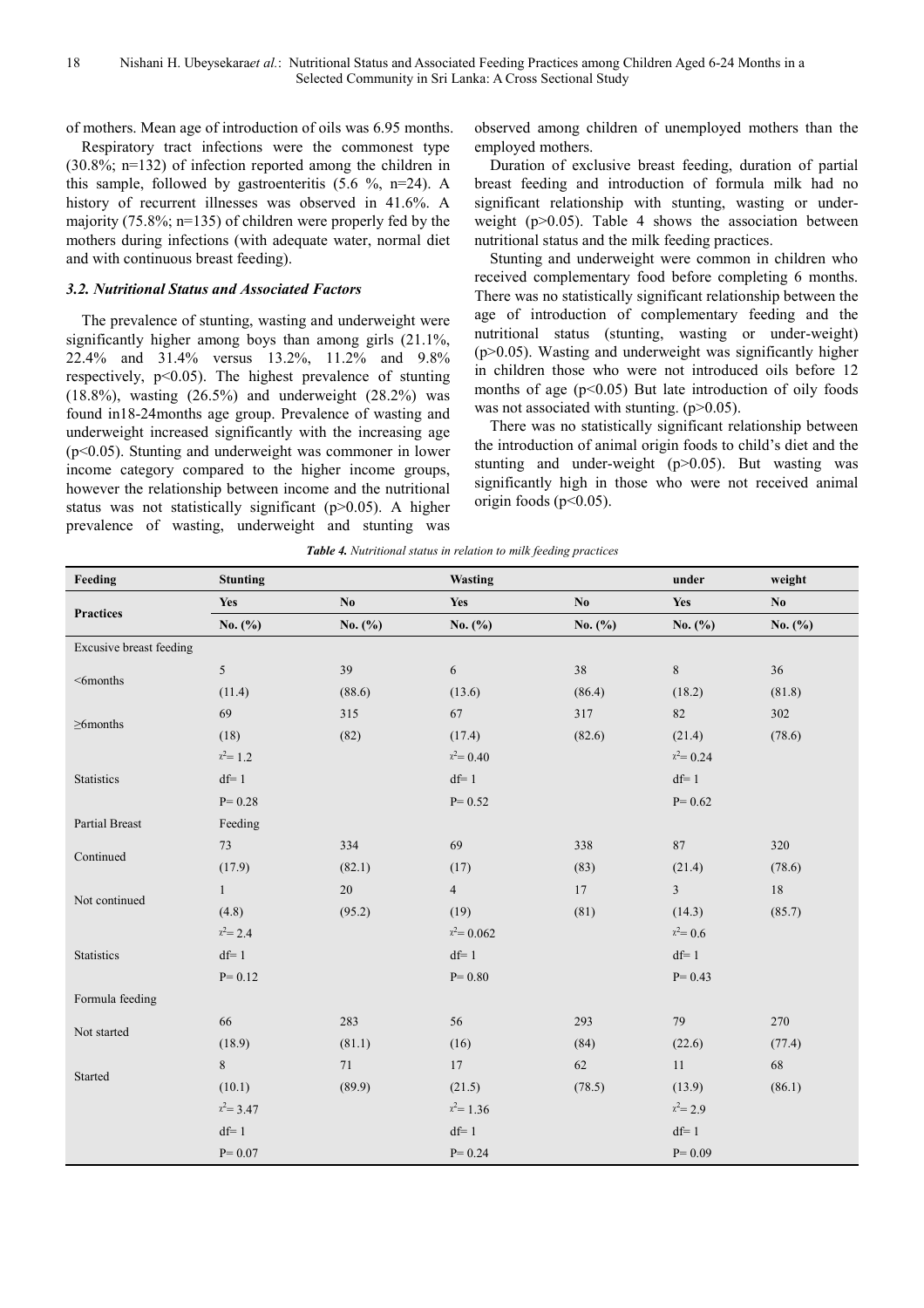of mothers. Mean age of introduction of oils was 6.95 months.

Respiratory tract infections were the commonest type (30.8%; n=132) of infection reported among the children in this sample, followed by gastroenteritis (5.6 %, n=24). A history of recurrent illnesses was observed in 41.6%. A majority (75.8%; n=135) of children were properly fed by the mothers during infections (with adequate water, normal diet and with continuous breast feeding).

### *3.2. Nutritional Status and Associated Factors*

The prevalence of stunting, wasting and underweight were significantly higher among boys than among girls (21.1%, 22.4% and 31.4% versus 13.2%, 11.2% and 9.8% respectively, $p<0.05$). The highest prevalence of stunting (18.8%), wasting (26.5%) and underweight (28.2%) was found in18-24months age group. Prevalence of wasting and underweight increased significantly with the increasing age ($p<0.05$). Stunting and underweight was commoner in lower income category compared to the higher income groups, however the relationship between income and the nutritional status was not statistically significant ($p>0.05$). A higher prevalence of wasting, underweight and stunting was observed among children of unemployed mothers than the employed mothers.

Duration of exclusive breast feeding, duration of partial breast feeding and introduction of formula milk had no significant relationship with stunting, wasting or underweight ($p>0.05$). Table 4 shows the association between nutritional status and the milk feeding practices.

Stunting and underweight were common in children who received complementary food before completing 6 months. There was no statistically significant relationship between the age of introduction of complementary feeding and the nutritional status (stunting, wasting or under-weight) ($p>0.05$). Wasting and underweight was significantly higher in children those who were not introduced oils before 12 months of age ($p<0.05$) But late introduction of oily foods was not associated with stunting. ($p>0.05$).

There was no statistically significant relationship between the introduction of animal origin foods to child's diet and the stunting and under-weight ($p>0.05$). But wasting was significantly high in those who were not received animal origin foods ($p<0.05$).

***Table 4.*** *Nutritional status in relation to milk feeding practices*

| Feeding Practices | Stunting | | Wasting | | under weight | |
|---|---|---|---|---|---|---|
| | Yes | No | Yes | No | Yes | No |
| | No. (%) | No. (%) | No. (%) | No. (%) | No. (%) | No. (%) |
| Excusive breast feeding | | | | | | |
| <6months | 5 (11.4) | 39 (88.6) | 6 (13.6) | 38 (86.4) | 8 (18.2) | 36 (81.8) |
| ≥6months | 69 (18) | 315 (82) | 67 (17.4) | 317 (82.6) | 82 (21.4) | 302 (78.6) |
| Statistics | $\chi^2= 1.2$ df= 1 P= 0.28 | | $\chi^2= 0.40$ df= 1 P= 0.52 | | $\chi^2= 0.24$ df= 1 P= 0.62 | |
| Partial Breast Feeding | | | | | | |
| Continued | 73 (17.9) | 334 (82.1) | 69 (17) | 338 (83) | 87 (21.4) | 320 (78.6) |
| Not continued | 1 (4.8) | 20 (95.2) | 4 (19) | 17 (81) | 3 (14.3) | 18 (85.7) |
| Statistics | $\chi^2= 2.4$ df= 1 P= 0.12 | | $\chi^2= 0.062$ df= 1 P= 0.80 | | $\chi^2= 0.6$ df= 1 P= 0.43 | |
| Formula feeding | | | | | | |
| Not started | 66 (18.9) | 283 (81.1) | 56 (16) | 293 (84) | 79 (22.6) | 270 (77.4) |
| Started | 8 (10.1) | 71 (89.9) | 17 (21.5) | 62 (78.5) | 11 (13.9) | 68 (86.1) |
| | $\chi^2= 3.47$ df= 1 P= 0.07 | | $\chi^2= 1.36$ df= 1 P= 0.24 | | $\chi^2= 2.9$ df= 1 P= 0.09 | |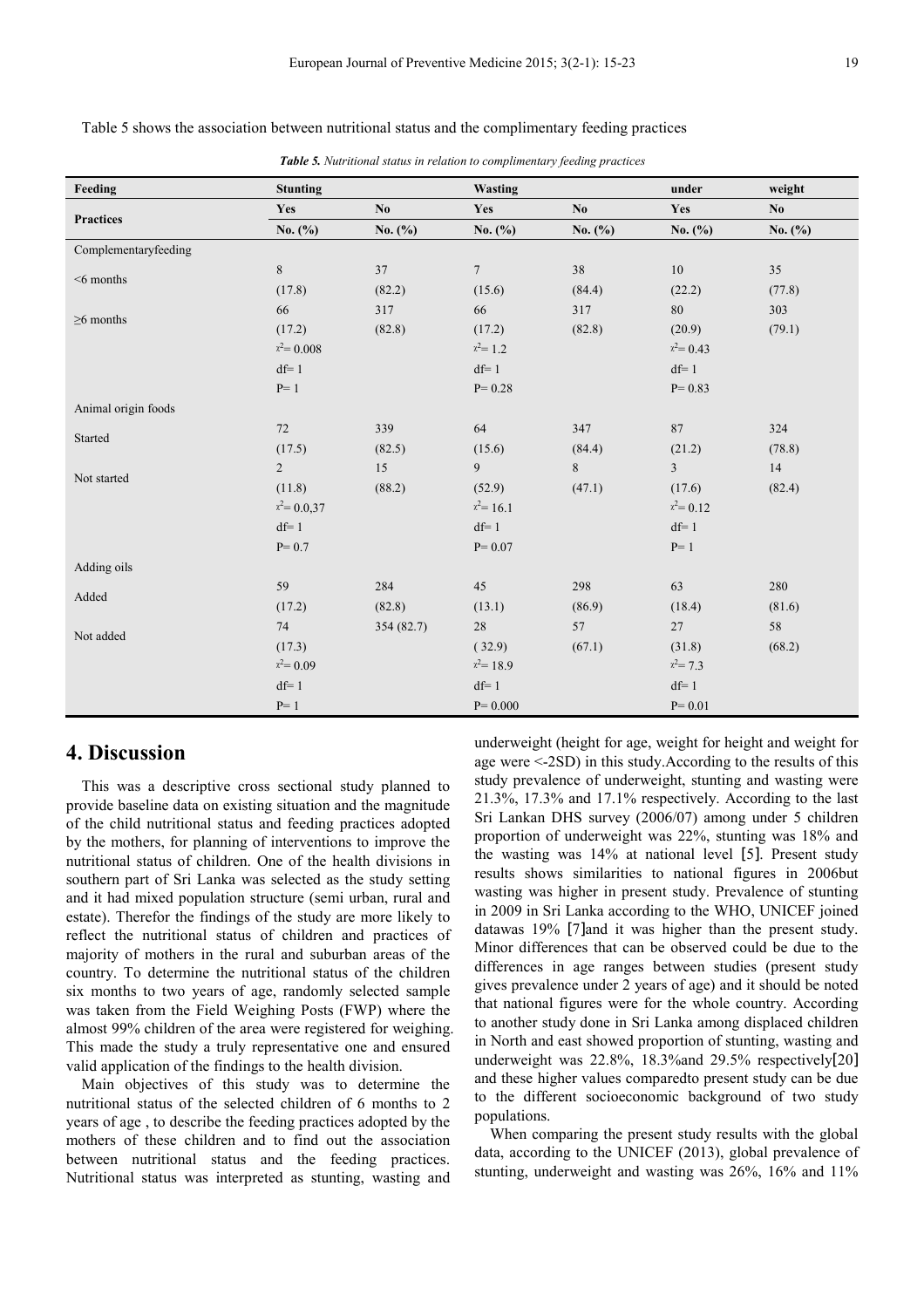Table 5 shows the association between nutritional status and the complimentary feeding practices

*Table 5. Nutritional status in relation to complimentary feeding practices*

| Feeding | Stunting | | Wasting | | under | weight |
|---|---|---|---|---|---|---|
| Practices | Yes | No | Yes | No | Yes | No |
| | No. (%) | No. (%) | No. (%) | No. (%) | No. (%) | No. (%) |
| Complementaryfeeding | | | | | | |
| <6 months | 8 (17.8) | 37 (82.2) | 7 (15.6) | 38 (84.4) | 10 (22.2) | 35 (77.8) |
| ≥6 months | 66 (17.2) | 317 (82.8) | 66 (17.2) | 317 (82.8) | 80 (20.9) | 303 (79.1) |
| | $x^2$= 0.008 | | $x^2$= 1.2 | | $x^2$= 0.43 | |
| | df= 1 | | df= 1 | | df= 1 | |
| | P= 1 | | P= 0.28 | | P= 0.83 | |
| Animal origin foods | | | | | | |
| Started | 72 (17.5) | 339 (82.5) | 64 (15.6) | 347 (84.4) | 87 (21.2) | 324 (78.8) |
| Not started | 2 (11.8) | 15 (88.2) | 9 (52.9) | 8 (47.1) | 3 (17.6) | 14 (82.4) |
| | $x^2$= 0.0,37 | | $x^2$= 16.1 | | $x^2$= 0.12 | |
| | df= 1 | | df= 1 | | df= 1 | |
| | P= 0.7 | | P= 0.07 | | P= 1 | |
| Adding oils | | | | | | |
| Added | 59 (17.2) | 284 (82.8) | 45 (13.1) | 298 (86.9) | 63 (18.4) | 280 (81.6) |
| Not added | 74 (17.3) | 354 (82.7) | 28 ( 32.9) | 57 (67.1) | 27 (31.8) | 58 (68.2) |
| | $x^2$= 0.09 | | $x^2$= 18.9 | | $x^2$= 7.3 | |
| | df= 1 | | df= 1 | | df= 1 | |
| | P= 1 | | P= 0.000 | | P= 0.01 | |

# 4. Discussion

This was a descriptive cross sectional study planned to provide baseline data on existing situation and the magnitude of the child nutritional status and feeding practices adopted by the mothers, for planning of interventions to improve the nutritional status of children. One of the health divisions in southern part of Sri Lanka was selected as the study setting and it had mixed population structure (semi urban, rural and estate). Therefor the findings of the study are more likely to reflect the nutritional status of children and practices of majority of mothers in the rural and suburban areas of the country. To determine the nutritional status of the children six months to two years of age, randomly selected sample was taken from the Field Weighing Posts (FWP) where the almost 99% children of the area were registered for weighing. This made the study a truly representative one and ensured valid application of the findings to the health division.

Main objectives of this study was to determine the nutritional status of the selected children of 6 months to 2 years of age , to describe the feeding practices adopted by the mothers of these children and to find out the association between nutritional status and the feeding practices. Nutritional status was interpreted as stunting, wasting and underweight (height for age, weight for height and weight for age were <-2SD) in this study.According to the results of this study prevalence of underweight, stunting and wasting were 21.3%, 17.3% and 17.1% respectively. According to the last Sri Lankan DHS survey (2006/07) among under 5 children proportion of underweight was 22%, stunting was 18% and the wasting was 14% at national level [5]. Present study results shows similarities to national figures in 2006but wasting was higher in present study. Prevalence of stunting in 2009 in Sri Lanka according to the WHO, UNICEF joined datawas 19% [7]and it was higher than the present study. Minor differences that can be observed could be due to the differences in age ranges between studies (present study gives prevalence under 2 years of age) and it should be noted that national figures were for the whole country. According to another study done in Sri Lanka among displaced children in North and east showed proportion of stunting, wasting and underweight was 22.8%, 18.3%and 29.5% respectively[20] and these higher values comparedto present study can be due to the different socioeconomic background of two study populations.

When comparing the present study results with the global data, according to the UNICEF (2013), global prevalence of stunting, underweight and wasting was 26%, 16% and 11%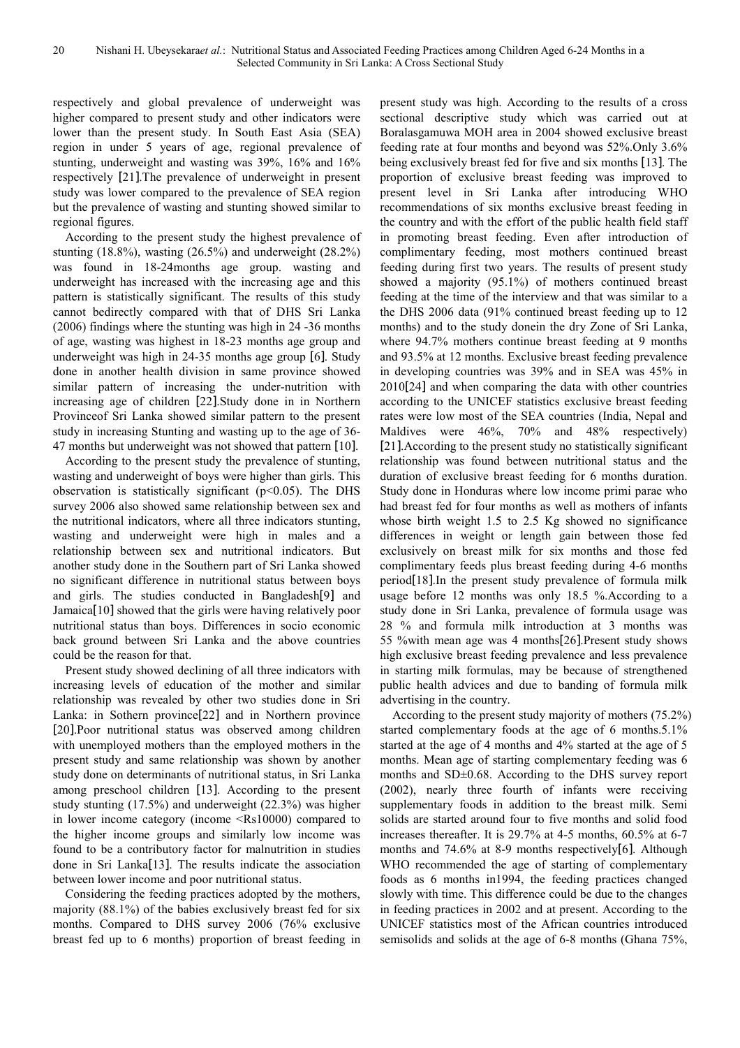respectively and global prevalence of underweight was higher compared to present study and other indicators were lower than the present study. In South East Asia (SEA) region in under 5 years of age, regional prevalence of stunting, underweight and wasting was 39%, 16% and 16% respectively [21].The prevalence of underweight in present study was lower compared to the prevalence of SEA region but the prevalence of wasting and stunting showed similar to regional figures.

According to the present study the highest prevalence of stunting (18.8%), wasting (26.5%) and underweight (28.2%) was found in 18-24months age group. wasting and underweight has increased with the increasing age and this pattern is statistically significant. The results of this study cannot bedirectly compared with that of DHS Sri Lanka (2006) findings where the stunting was high in 24 -36 months of age, wasting was highest in 18-23 months age group and underweight was high in 24-35 months age group [6]. Study done in another health division in same province showed similar pattern of increasing the under-nutrition with increasing age of children [22].Study done in in Northern Provinceof Sri Lanka showed similar pattern to the present study in increasing Stunting and wasting up to the age of 36-47 months but underweight was not showed that pattern [10].

According to the present study the prevalence of stunting, wasting and underweight of boys were higher than girls. This observation is statistically significant ($p<0.05$). The DHS survey 2006 also showed same relationship between sex and the nutritional indicators, where all three indicators stunting, wasting and underweight were high in males and a relationship between sex and nutritional indicators. But another study done in the Southern part of Sri Lanka showed no significant difference in nutritional status between boys and girls. The studies conducted in Bangladesh[9] and Jamaica[10] showed that the girls were having relatively poor nutritional status than boys. Differences in socio economic back ground between Sri Lanka and the above countries could be the reason for that.

Present study showed declining of all three indicators with increasing levels of education of the mother and similar relationship was revealed by other two studies done in Sri Lanka: in Sothern province[22] and in Northern province [20].Poor nutritional status was observed among children with unemployed mothers than the employed mothers in the present study and same relationship was shown by another study done on determinants of nutritional status, in Sri Lanka among preschool children [13]. According to the present study stunting (17.5%) and underweight (22.3%) was higher in lower income category (income <Rs10000) compared to the higher income groups and similarly low income was found to be a contributory factor for malnutrition in studies done in Sri Lanka[13]. The results indicate the association between lower income and poor nutritional status.

Considering the feeding practices adopted by the mothers, majority (88.1%) of the babies exclusively breast fed for six months. Compared to DHS survey 2006 (76% exclusive breast fed up to 6 months) proportion of breast feeding in present study was high. According to the results of a cross sectional descriptive study which was carried out at Boralasgamuwa MOH area in 2004 showed exclusive breast feeding rate at four months and beyond was 52%.Only 3.6% being exclusively breast fed for five and six months [13]. The proportion of exclusive breast feeding was improved to present level in Sri Lanka after introducing WHO recommendations of six months exclusive breast feeding in the country and with the effort of the public health field staff in promoting breast feeding. Even after introduction of complimentary feeding, most mothers continued breast feeding during first two years. The results of present study showed a majority (95.1%) of mothers continued breast feeding at the time of the interview and that was similar to a the DHS 2006 data (91% continued breast feeding up to 12 months) and to the study donein the dry Zone of Sri Lanka, where 94.7% mothers continue breast feeding at 9 months and 93.5% at 12 months. Exclusive breast feeding prevalence in developing countries was 39% and in SEA was 45% in 2010[24] and when comparing the data with other countries according to the UNICEF statistics exclusive breast feeding rates were low most of the SEA countries (India, Nepal and Maldives were 46%, 70% and 48% respectively) [21].According to the present study no statistically significant relationship was found between nutritional status and the duration of exclusive breast feeding for 6 months duration. Study done in Honduras where low income primi parae who had breast fed for four months as well as mothers of infants whose birth weight 1.5 to 2.5 Kg showed no significance differences in weight or length gain between those fed exclusively on breast milk for six months and those fed complimentary feeds plus breast feeding during 4-6 months period[18].In the present study prevalence of formula milk usage before 12 months was only 18.5 %.According to a study done in Sri Lanka, prevalence of formula usage was 28 % and formula milk introduction at 3 months was 55 %with mean age was 4 months[26].Present study shows high exclusive breast feeding prevalence and less prevalence in starting milk formulas, may be because of strengthened public health advices and due to banding of formula milk advertising in the country.

According to the present study majority of mothers (75.2%) started complementary foods at the age of 6 months.5.1% started at the age of 4 months and 4% started at the age of 5 months. Mean age of starting complementary feeding was 6 months and SD±0.68. According to the DHS survey report (2002), nearly three fourth of infants were receiving supplementary foods in addition to the breast milk. Semi solids are started around four to five months and solid food increases thereafter. It is 29.7% at 4-5 months, 60.5% at 6-7 months and 74.6% at 8-9 months respectively[6]. Although WHO recommended the age of starting of complementary foods as 6 months in1994, the feeding practices changed slowly with time. This difference could be due to the changes in feeding practices in 2002 and at present. According to the UNICEF statistics most of the African countries introduced semisolids and solids at the age of 6-8 months (Ghana 75%,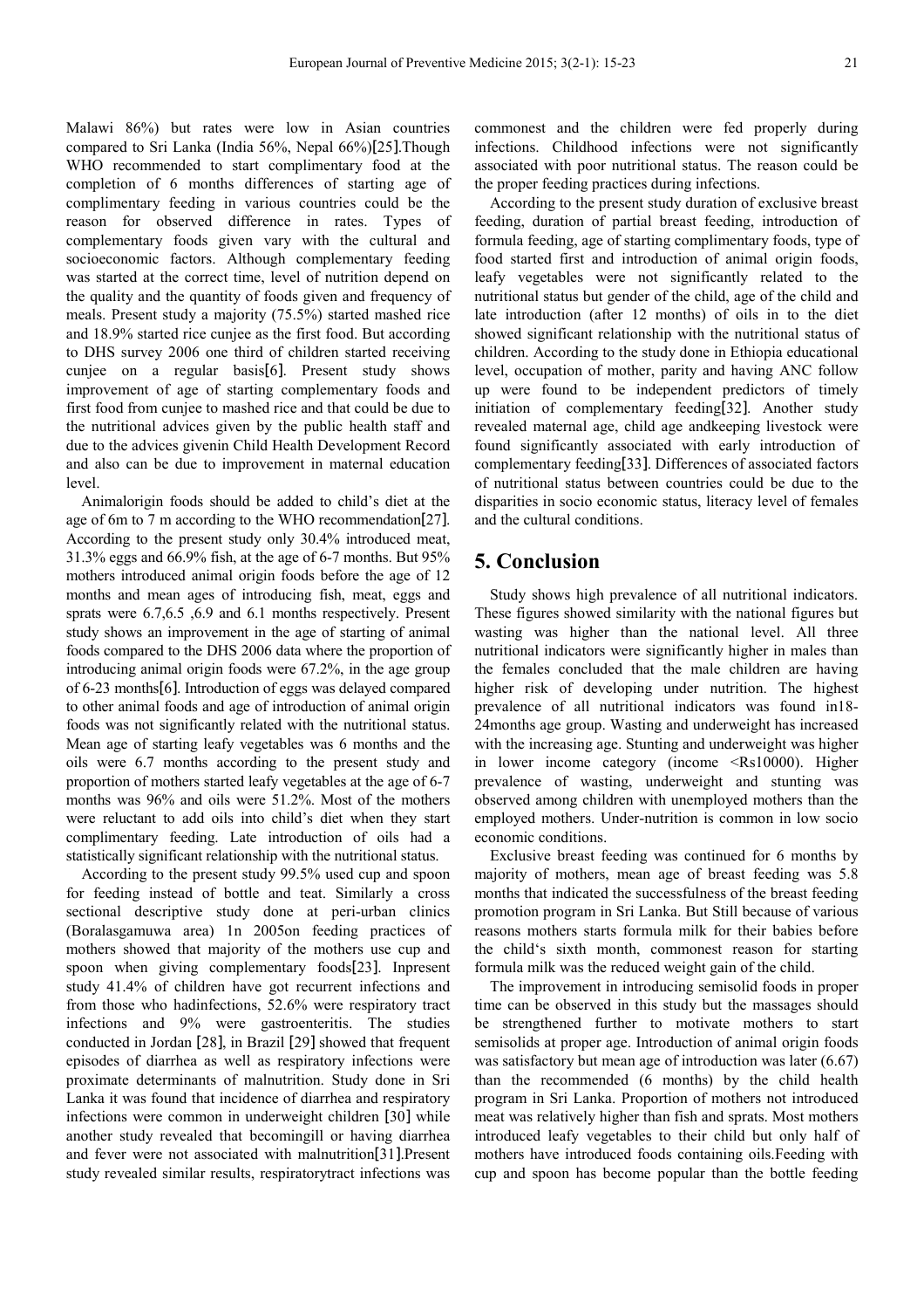Malawi 86%) but rates were low in Asian countries compared to Sri Lanka (India 56%, Nepal 66%)[25].Though WHO recommended to start complimentary food at the completion of 6 months differences of starting age of complimentary feeding in various countries could be the reason for observed difference in rates. Types of complementary foods given vary with the cultural and socioeconomic factors. Although complementary feeding was started at the correct time, level of nutrition depend on the quality and the quantity of foods given and frequency of meals. Present study a majority (75.5%) started mashed rice and 18.9% started rice cunjee as the first food. But according to DHS survey 2006 one third of children started receiving cunjee on a regular basis[6]. Present study shows improvement of age of starting complementary foods and first food from cunjee to mashed rice and that could be due to the nutritional advices given by the public health staff and due to the advices givenin Child Health Development Record and also can be due to improvement in maternal education level.

Animalorigin foods should be added to child's diet at the age of 6m to 7 m according to the WHO recommendation[27]. According to the present study only 30.4% introduced meat, 31.3% eggs and 66.9% fish, at the age of 6-7 months. But 95% mothers introduced animal origin foods before the age of 12 months and mean ages of introducing fish, meat, eggs and sprats were 6.7,6.5 ,6.9 and 6.1 months respectively. Present study shows an improvement in the age of starting of animal foods compared to the DHS 2006 data where the proportion of introducing animal origin foods were 67.2%, in the age group of 6-23 months[6]. Introduction of eggs was delayed compared to other animal foods and age of introduction of animal origin foods was not significantly related with the nutritional status. Mean age of starting leafy vegetables was 6 months and the oils were 6.7 months according to the present study and proportion of mothers started leafy vegetables at the age of 6-7 months was 96% and oils were 51.2%. Most of the mothers were reluctant to add oils into child's diet when they start complimentary feeding. Late introduction of oils had a statistically significant relationship with the nutritional status.

According to the present study 99.5% used cup and spoon for feeding instead of bottle and teat. Similarly a cross sectional descriptive study done at peri-urban clinics (Boralasgamuwa area) 1n 2005on feeding practices of mothers showed that majority of the mothers use cup and spoon when giving complementary foods[23]. Inpresent study 41.4% of children have got recurrent infections and from those who hadinfections, 52.6% were respiratory tract infections and 9% were gastroenteritis. The studies conducted in Jordan [28], in Brazil [29] showed that frequent episodes of diarrhea as well as respiratory infections were proximate determinants of malnutrition. Study done in Sri Lanka it was found that incidence of diarrhea and respiratory infections were common in underweight children [30] while another study revealed that becomingill or having diarrhea and fever were not associated with malnutrition[31].Present study revealed similar results, respiratorytract infections was commonest and the children were fed properly during infections. Childhood infections were not significantly associated with poor nutritional status. The reason could be the proper feeding practices during infections.

According to the present study duration of exclusive breast feeding, duration of partial breast feeding, introduction of formula feeding, age of starting complimentary foods, type of food started first and introduction of animal origin foods, leafy vegetables were not significantly related to the nutritional status but gender of the child, age of the child and late introduction (after 12 months) of oils in to the diet showed significant relationship with the nutritional status of children. According to the study done in Ethiopia educational level, occupation of mother, parity and having ANC follow up were found to be independent predictors of timely initiation of complementary feeding[32]. Another study revealed maternal age, child age andkeeping livestock were found significantly associated with early introduction of complementary feeding[33]. Differences of associated factors of nutritional status between countries could be due to the disparities in socio economic status, literacy level of females and the cultural conditions.

# 5. Conclusion

Study shows high prevalence of all nutritional indicators. These figures showed similarity with the national figures but wasting was higher than the national level. All three nutritional indicators were significantly higher in males than the females concluded that the male children are having higher risk of developing under nutrition. The highest prevalence of all nutritional indicators was found in18-24months age group. Wasting and underweight has increased with the increasing age. Stunting and underweight was higher in lower income category (income <Rs10000). Higher prevalence of wasting, underweight and stunting was observed among children with unemployed mothers than the employed mothers. Under-nutrition is common in low socio economic conditions.

Exclusive breast feeding was continued for 6 months by majority of mothers, mean age of breast feeding was 5.8 months that indicated the successfulness of the breast feeding promotion program in Sri Lanka. But Still because of various reasons mothers starts formula milk for their babies before the child's sixth month, commonest reason for starting formula milk was the reduced weight gain of the child.

The improvement in introducing semisolid foods in proper time can be observed in this study but the massages should be strengthened further to motivate mothers to start semisolids at proper age. Introduction of animal origin foods was satisfactory but mean age of introduction was later (6.67) than the recommended (6 months) by the child health program in Sri Lanka. Proportion of mothers not introduced meat was relatively higher than fish and sprats. Most mothers introduced leafy vegetables to their child but only half of mothers have introduced foods containing oils.Feeding with cup and spoon has become popular than the bottle feeding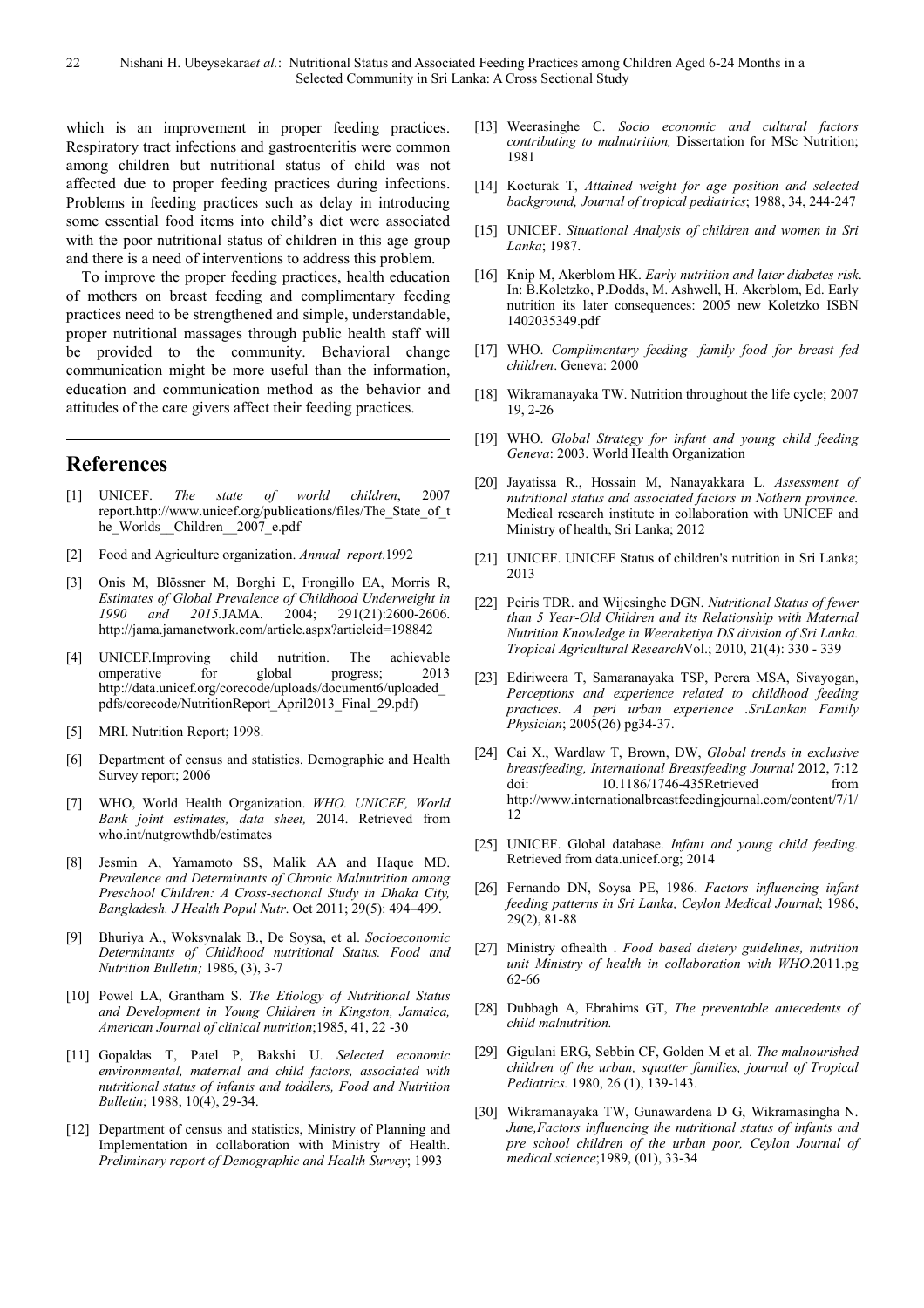which is an improvement in proper feeding practices. Respiratory tract infections and gastroenteritis were common among children but nutritional status of child was not affected due to proper feeding practices during infections. Problems in feeding practices such as delay in introducing some essential food items into child's diet were associated with the poor nutritional status of children in this age group and there is a need of interventions to address this problem.

To improve the proper feeding practices, health education of mothers on breast feeding and complimentary feeding practices need to be strengthened and simple, understandable, proper nutritional massages through public health staff will be provided to the community. Behavioral change communication might be more useful than the information, education and communication method as the behavior and attitudes of the care givers affect their feeding practices.

## References

[1] UNICEF. *The state of world children*, 2007 report.http://www.unicef.org/publications/files/The_State_of_the_Worlds__Children__2007_e.pdf

[2] Food and Agriculture organization. *Annual report*.1992

[3] Onis M, Blössner M, Borghi E, Frongillo EA, Morris R, *Estimates of Global Prevalence of Childhood Underweight in 1990 and 2015.*JAMA. 2004; 291(21):2600-2606. http://jama.jamanetwork.com/article.aspx?articleid=198842

[4] UNICEF.Improving child nutrition. The achievable omperative for global progress; 2013 http://data.unicef.org/corecode/uploads/document6/uploaded_pdfs/corecode/NutritionReport_April2013_Final_29.pdf)

[5] MRI. Nutrition Report; 1998.

[6] Department of census and statistics. Demographic and Health Survey report; 2006

[7] WHO, World Health Organization. *WHO. UNICEF, World Bank joint estimates, data sheet,* 2014. Retrieved from who.int/nutgrowthdb/estimates

[8] Jesmin A, Yamamoto SS, Malik AA and Haque MD. *Prevalence and Determinants of Chronic Malnutrition among Preschool Children: A Cross-sectional Study in Dhaka City, Bangladesh. J Health Popul Nutr*. Oct 2011; 29(5): 494–499.

[9] Bhuriya A., Woksynalak B., De Soysa, et al. *Socioeconomic Determinants of Childhood nutritional Status. Food and Nutrition Bulletin;* 1986, (3), 3-7

[10] Powel LA, Grantham S. *The Etiology of Nutritional Status and Development in Young Children in Kingston, Jamaica, American Journal of clinical nutrition*;1985, 41, 22 -30

[11] Gopaldas T, Patel P, Bakshi U. *Selected economic environmental, maternal and child factors, associated with nutritional status of infants and toddlers, Food and Nutrition Bulletin*; 1988, 10(4), 29-34.

[12] Department of census and statistics, Ministry of Planning and Implementation in collaboration with Ministry of Health. *Preliminary report of Demographic and Health Survey*; 1993

[13] Weerasinghe C. *Socio economic and cultural factors contributing to malnutrition,* Dissertation for MSc Nutrition; 1981

[14] Kocturak T, *Attained weight for age position and selected background, Journal of tropical pediatrics*; 1988, 34, 244-247

[15] UNICEF. *Situational Analysis of children and women in Sri Lanka*; 1987.

[16] Knip M, Akerblom HK. *Early nutrition and later diabetes risk*. In: B.Koletzko, P.Dodds, M. Ashwell, H. Akerblom, Ed. Early nutrition its later consequences: 2005 new Koletzko ISBN 1402035349.pdf

[17] WHO. *Complimentary feeding- family food for breast fed children*. Geneva: 2000

[18] Wikramanayaka TW. Nutrition throughout the life cycle; 2007 19, 2-26

[19] WHO. *Global Strategy for infant and young child feeding Geneva*: 2003. World Health Organization

[20] Jayatissa R., Hossain M, Nanayakkara L. *Assessment of nutritional status and associated factors in Nothern province.* Medical research institute in collaboration with UNICEF and Ministry of health, Sri Lanka; 2012

[21] UNICEF. UNICEF Status of children's nutrition in Sri Lanka; 2013

[22] Peiris TDR. and Wijesinghe DGN. *Nutritional Status of fewer than 5 Year-Old Children and its Relationship with Maternal Nutrition Knowledge in Weeraketiya DS division of Sri Lanka. Tropical Agricultural Research*Vol.; 2010, 21(4): 330 - 339

[23] Ediriweera T, Samaranayaka TSP, Perera MSA, Sivayogan, *Perceptions and experience related to childhood feeding practices. A peri urban experience .SriLankan Family Physician*; 2005(26) pg34-37.

[24] Cai X., Wardlaw T, Brown, DW, *Global trends in exclusive breastfeeding, International Breastfeeding Journal* 2012, 7:12 doi: 10.1186/1746-435Retrieved from http://www.internationalbreastfeedingjournal.com/content/7/1/12

[25] UNICEF. Global database. *Infant and young child feeding.* Retrieved from data.unicef.org; 2014

[26] Fernando DN, Soysa PE, 1986. *Factors influencing infant feeding patterns in Sri Lanka, Ceylon Medical Journal*; 1986, 29(2), 81-88

[27] Ministry ofhealth . *Food based dietery guidelines, nutrition unit Ministry of health in collaboration with WHO*.2011.pg 62-66

[28] Dubbagh A, Ebrahims GT, *The preventable antecedents of child malnutrition.*

[29] Gigulani ERG, Sebbin CF, Golden M et al. *The malnourished children of the urban, squatter families, journal of Tropical Pediatrics.* 1980, 26 (1), 139-143.

[30] Wikramanayaka TW, Gunawardena D G, Wikramasingha N. *June,Factors influencing the nutritional status of infants and pre school children of the urban poor, Ceylon Journal of medical science*;1989, (01), 33-34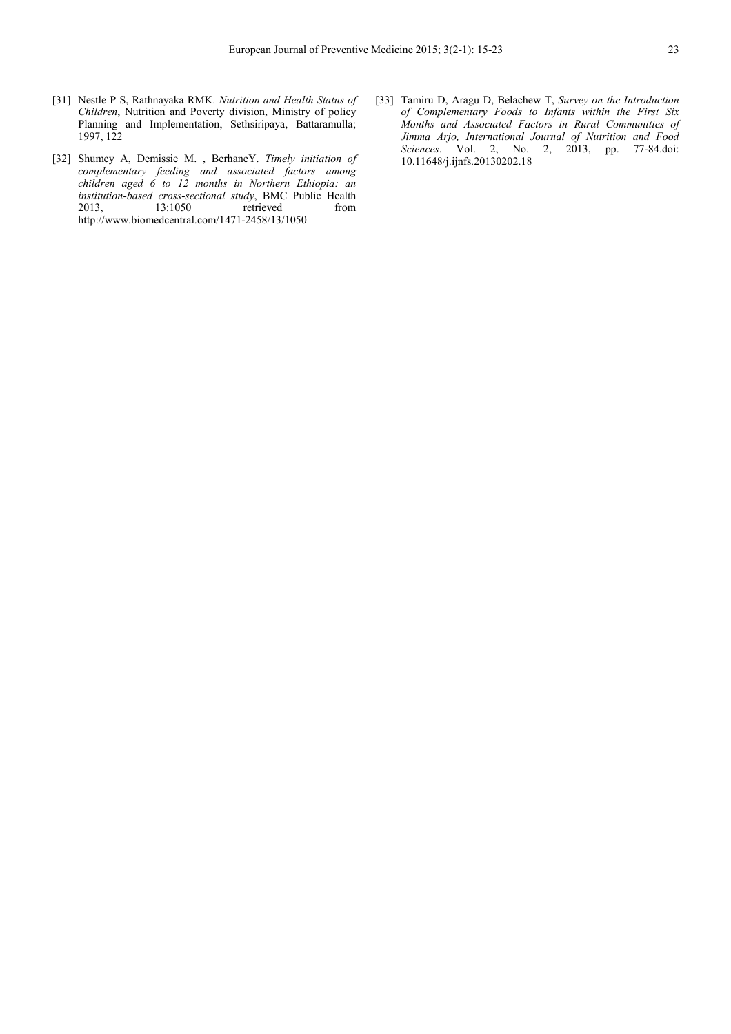[31] Nestle P S, Rathnayaka RMK. *Nutrition and Health Status of Children*, Nutrition and Poverty division, Ministry of policy Planning and Implementation, Sethsiripaya, Battaramulla; 1997, 122

[32] Shumey A, Demissie M. , BerhaneY. *Timely initiation of complementary feeding and associated factors among children aged 6 to 12 months in Northern Ethiopia: an institution-based cross-sectional study*, BMC Public Health 2013, 13:1050 retrieved from http://www.biomedcentral.com/1471-2458/13/1050

[33] Tamiru D, Aragu D, Belachew T, *Survey on the Introduction of Complementary Foods to Infants within the First Six Months and Associated Factors in Rural Communities of Jimma Arjo, International Journal of Nutrition and Food Sciences*. Vol. 2, No. 2, 2013, pp. 77-84.doi: 10.11648/j.ijnfs.20130202.18